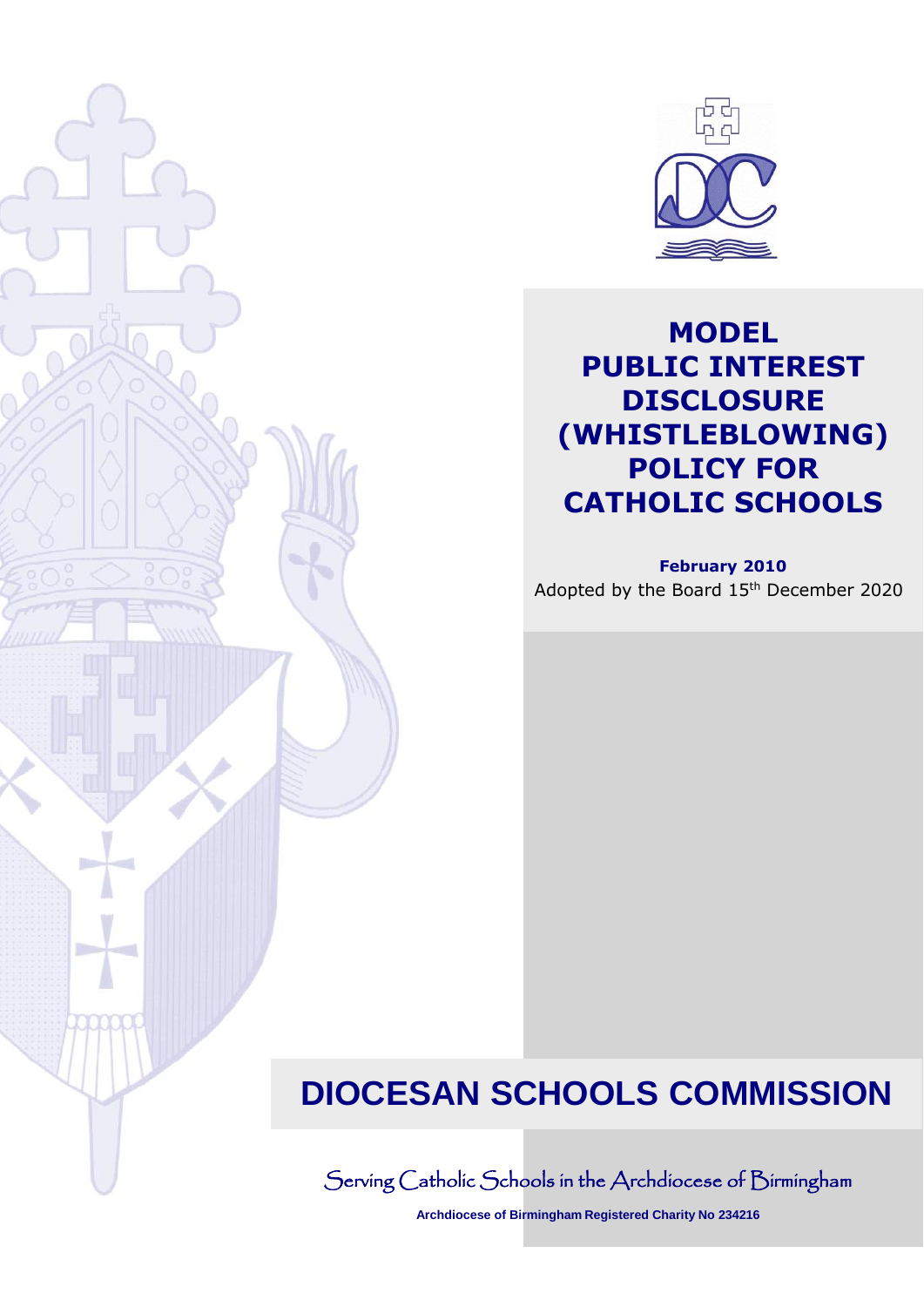# MODEL PUBLIC INTEREST DISCLOSURE (WHISTLEBLOWING) POLICY FOR CATHOLIC SCHOOLS

**February 2010**

Adopted by the Board 15th December 2020

## DIOCESAN SCHOOLS COMMISSION

Serving Catholic Schools in the Archdiocese of Birmingham

**Archdiocese of Birmingham Registered Charity No 234216**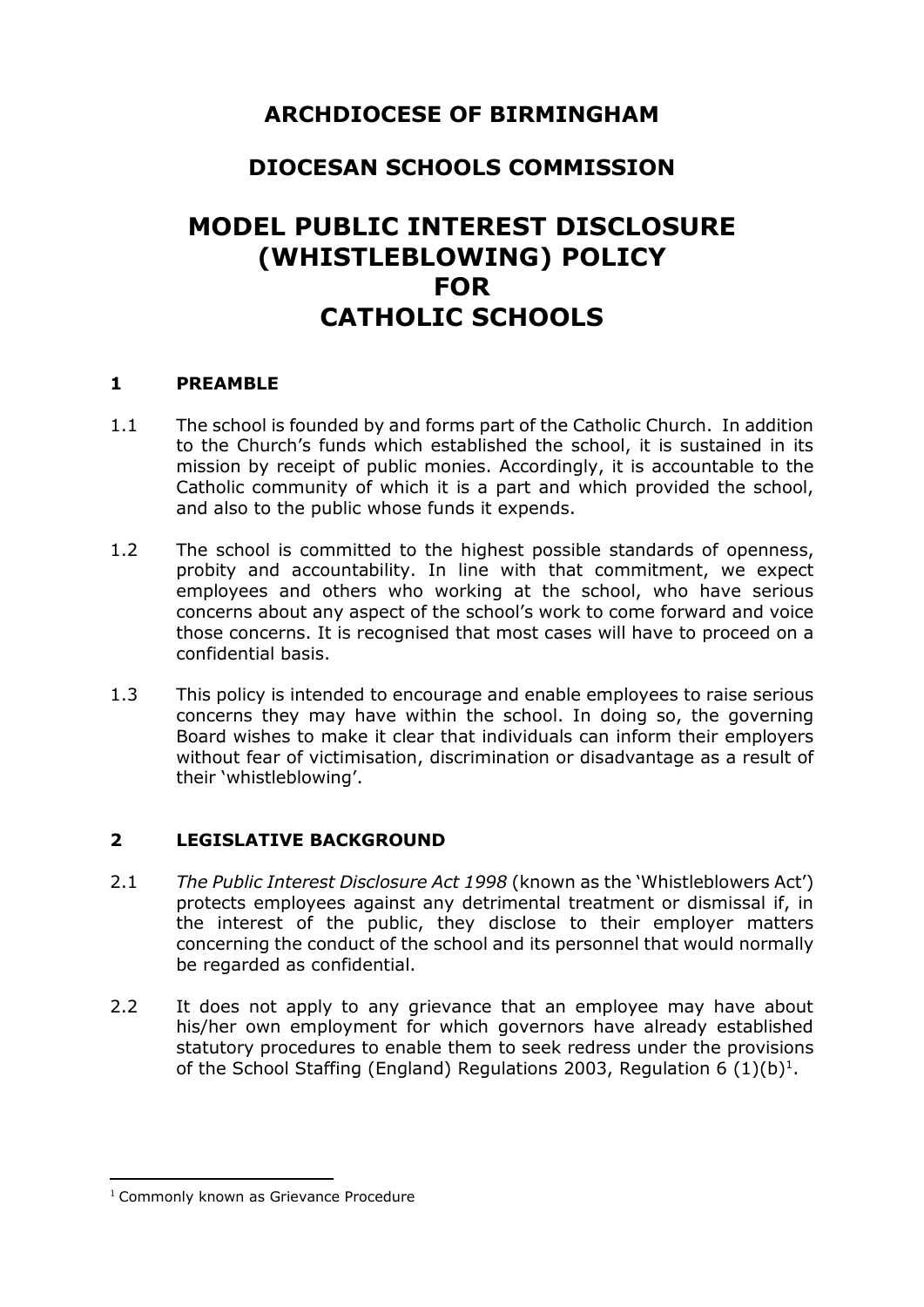# ARCHDIOCESE OF BIRMINGHAM

## DIOCESAN SCHOOLS COMMISSION

# MODEL PUBLIC INTEREST DISCLOSURE (WHISTLEBLOWING) POLICY FOR CATHOLIC SCHOOLS

## 1 PREAMBLE

1.1 The school is founded by and forms part of the Catholic Church. In addition to the Church's funds which established the school, it is sustained in its mission by receipt of public monies. Accordingly, it is accountable to the Catholic community of which it is a part and which provided the school, and also to the public whose funds it expends.

1.2 The school is committed to the highest possible standards of openness, probity and accountability. In line with that commitment, we expect employees and others who working at the school, who have serious concerns about any aspect of the school's work to come forward and voice those concerns. It is recognised that most cases will have to proceed on a confidential basis.

1.3 This policy is intended to encourage and enable employees to raise serious concerns they may have within the school. In doing so, the governing Board wishes to make it clear that individuals can inform their employers without fear of victimisation, discrimination or disadvantage as a result of their 'whistleblowing'.

## 2 LEGISLATIVE BACKGROUND

2.1 *The Public Interest Disclosure Act 1998* (known as the 'Whistleblowers Act') protects employees against any detrimental treatment or dismissal if, in the interest of the public, they disclose to their employer matters concerning the conduct of the school and its personnel that would normally be regarded as confidential.

2.2 It does not apply to any grievance that an employee may have about his/her own employment for which governors have already established statutory procedures to enable them to seek redress under the provisions of the School Staffing (England) Regulations 2003, Regulation 6 (1)(b)[1].

[1] Commonly known as Grievance Procedure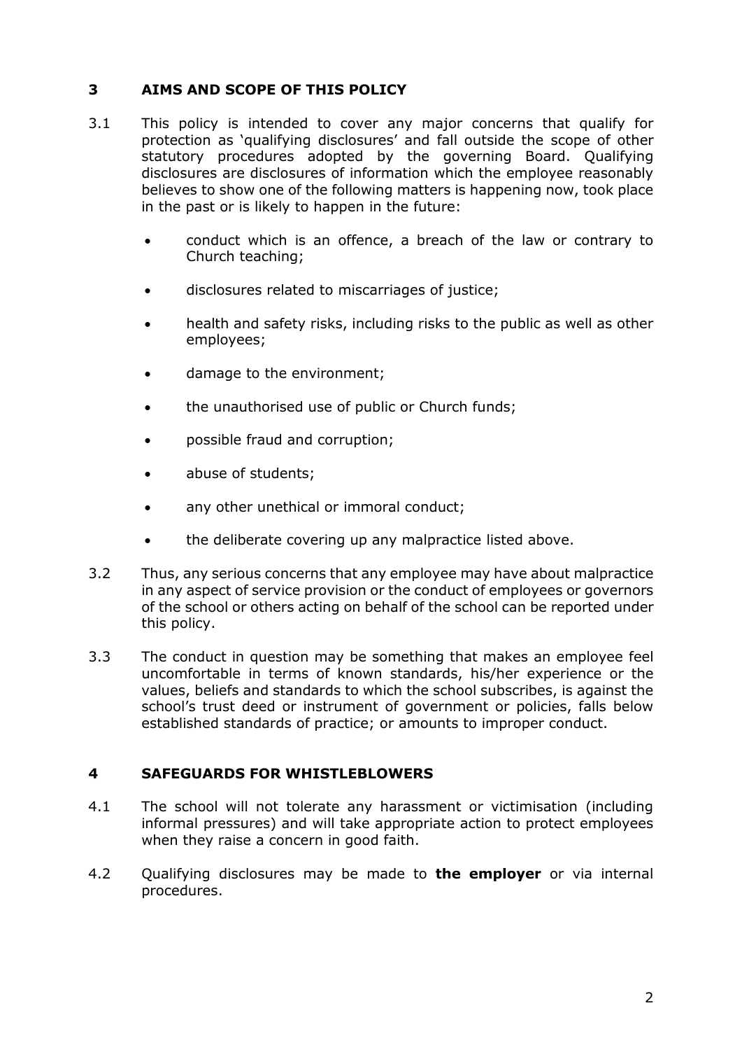## 3 AIMS AND SCOPE OF THIS POLICY

3.1 This policy is intended to cover any major concerns that qualify for protection as 'qualifying disclosures' and fall outside the scope of other statutory procedures adopted by the governing Board. Qualifying disclosures are disclosures of information which the employee reasonably believes to show one of the following matters is happening now, took place in the past or is likely to happen in the future:

- conduct which is an offence, a breach of the law or contrary to Church teaching;
- disclosures related to miscarriages of justice;
- health and safety risks, including risks to the public as well as other employees;
- damage to the environment;
- the unauthorised use of public or Church funds;
- possible fraud and corruption;
- abuse of students;
- any other unethical or immoral conduct;
- the deliberate covering up any malpractice listed above.

3.2 Thus, any serious concerns that any employee may have about malpractice in any aspect of service provision or the conduct of employees or governors of the school or others acting on behalf of the school can be reported under this policy.

3.3 The conduct in question may be something that makes an employee feel uncomfortable in terms of known standards, his/her experience or the values, beliefs and standards to which the school subscribes, is against the school's trust deed or instrument of government or policies, falls below established standards of practice; or amounts to improper conduct.

## 4 SAFEGUARDS FOR WHISTLEBLOWERS

4.1 The school will not tolerate any harassment or victimisation (including informal pressures) and will take appropriate action to protect employees when they raise a concern in good faith.

4.2 Qualifying disclosures may be made to **the employer** or via internal procedures.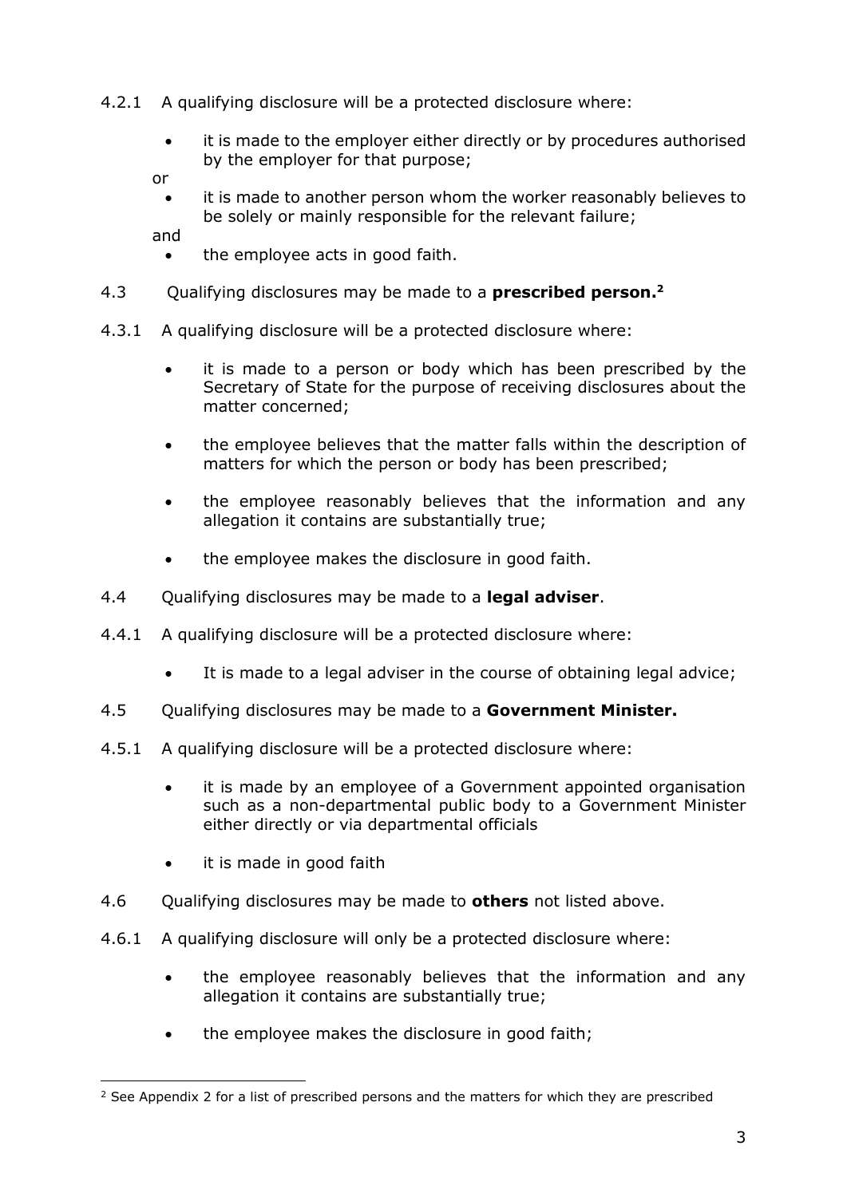4.2.1 A qualifying disclosure will be a protected disclosure where:

- it is made to the employer either directly or by procedures authorised by the employer for that purpose;

or

- it is made to another person whom the worker reasonably believes to be solely or mainly responsible for the relevant failure;

and

- the employee acts in good faith.

4.3 Qualifying disclosures may be made to a **prescribed person.**[2]

4.3.1 A qualifying disclosure will be a protected disclosure where:

- it is made to a person or body which has been prescribed by the Secretary of State for the purpose of receiving disclosures about the matter concerned;

- the employee believes that the matter falls within the description of matters for which the person or body has been prescribed;

- the employee reasonably believes that the information and any allegation it contains are substantially true;

- the employee makes the disclosure in good faith.

4.4 Qualifying disclosures may be made to a **legal adviser**.

4.4.1 A qualifying disclosure will be a protected disclosure where:

- It is made to a legal adviser in the course of obtaining legal advice;

4.5 Qualifying disclosures may be made to a **Government Minister.**

4.5.1 A qualifying disclosure will be a protected disclosure where:

- it is made by an employee of a Government appointed organisation such as a non-departmental public body to a Government Minister either directly or via departmental officials

- it is made in good faith

4.6 Qualifying disclosures may be made to **others** not listed above.

4.6.1 A qualifying disclosure will only be a protected disclosure where:

- the employee reasonably believes that the information and any allegation it contains are substantially true;

- the employee makes the disclosure in good faith;

---

[2] See Appendix 2 for a list of prescribed persons and the matters for which they are prescribed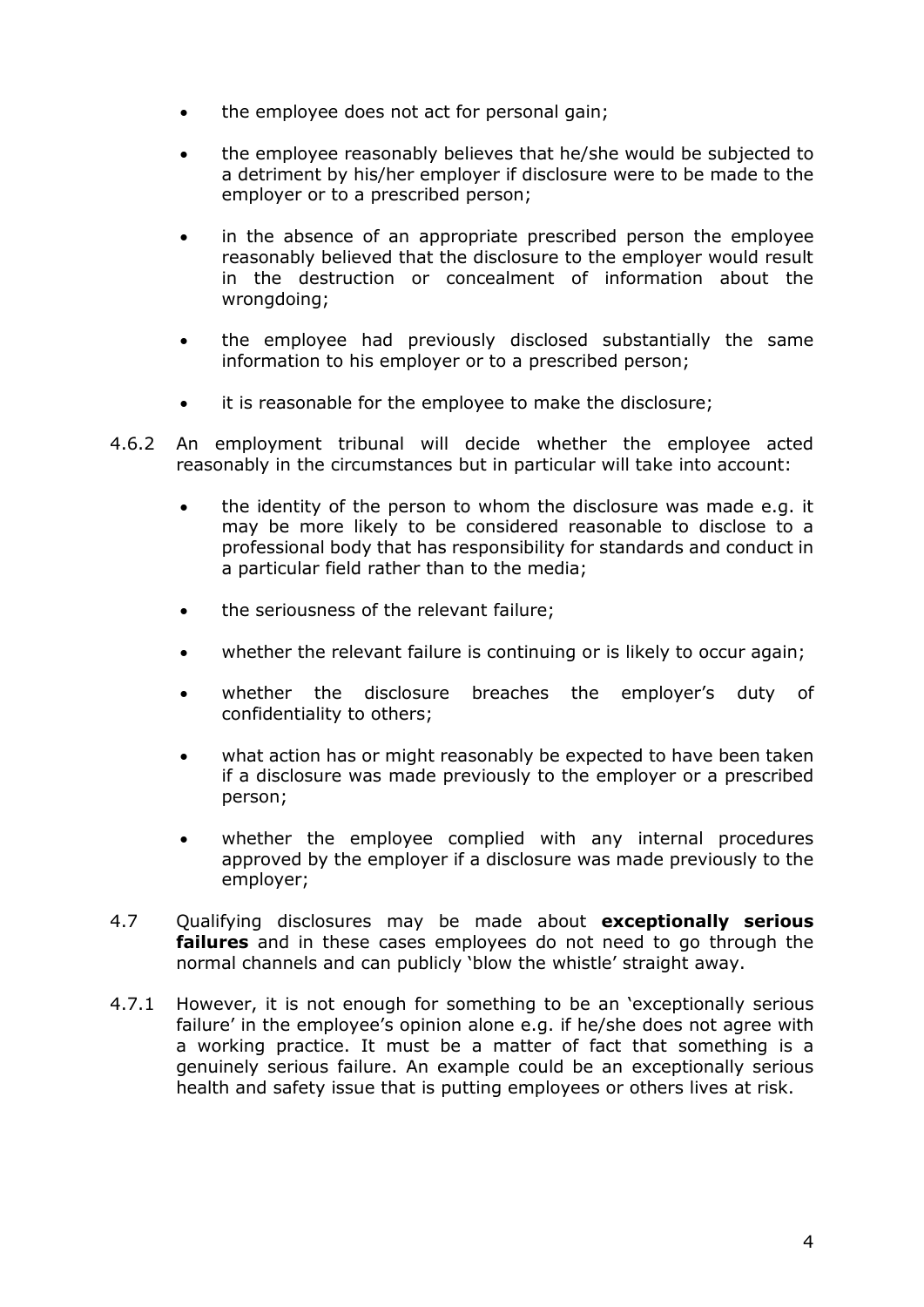- the employee does not act for personal gain;
- the employee reasonably believes that he/she would be subjected to a detriment by his/her employer if disclosure were to be made to the employer or to a prescribed person;
- in the absence of an appropriate prescribed person the employee reasonably believed that the disclosure to the employer would result in the destruction or concealment of information about the wrongdoing;
- the employee had previously disclosed substantially the same information to his employer or to a prescribed person;
- it is reasonable for the employee to make the disclosure;

4.6.2 An employment tribunal will decide whether the employee acted reasonably in the circumstances but in particular will take into account:

- the identity of the person to whom the disclosure was made e.g. it may be more likely to be considered reasonable to disclose to a professional body that has responsibility for standards and conduct in a particular field rather than to the media;
- the seriousness of the relevant failure;
- whether the relevant failure is continuing or is likely to occur again;
- whether the disclosure breaches the employer's duty of confidentiality to others;
- what action has or might reasonably be expected to have been taken if a disclosure was made previously to the employer or a prescribed person;
- whether the employee complied with any internal procedures approved by the employer if a disclosure was made previously to the employer;

4.7 Qualifying disclosures may be made about **exceptionally serious failures** and in these cases employees do not need to go through the normal channels and can publicly 'blow the whistle' straight away.

4.7.1 However, it is not enough for something to be an 'exceptionally serious failure' in the employee's opinion alone e.g. if he/she does not agree with a working practice. It must be a matter of fact that something is a genuinely serious failure. An example could be an exceptionally serious health and safety issue that is putting employees or others lives at risk.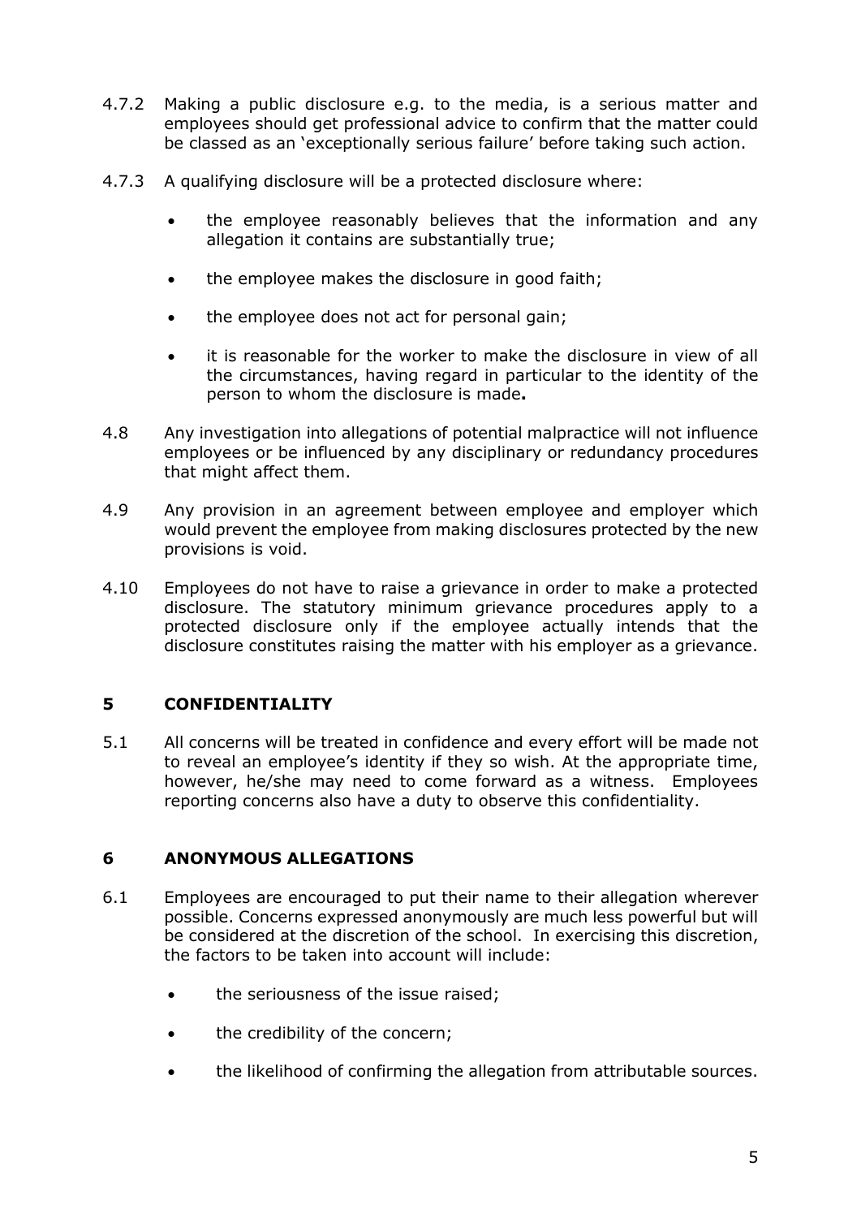4.7.2 Making a public disclosure e.g. to the media, is a serious matter and employees should get professional advice to confirm that the matter could be classed as an 'exceptionally serious failure' before taking such action.

4.7.3 A qualifying disclosure will be a protected disclosure where:

- the employee reasonably believes that the information and any allegation it contains are substantially true;
- the employee makes the disclosure in good faith;
- the employee does not act for personal gain;
- it is reasonable for the worker to make the disclosure in view of all the circumstances, having regard in particular to the identity of the person to whom the disclosure is made**.**

4.8 Any investigation into allegations of potential malpractice will not influence employees or be influenced by any disciplinary or redundancy procedures that might affect them.

4.9 Any provision in an agreement between employee and employer which would prevent the employee from making disclosures protected by the new provisions is void.

4.10 Employees do not have to raise a grievance in order to make a protected disclosure. The statutory minimum grievance procedures apply to a protected disclosure only if the employee actually intends that the disclosure constitutes raising the matter with his employer as a grievance.

## 5 CONFIDENTIALITY

5.1 All concerns will be treated in confidence and every effort will be made not to reveal an employee's identity if they so wish. At the appropriate time, however, he/she may need to come forward as a witness. Employees reporting concerns also have a duty to observe this confidentiality.

## 6 ANONYMOUS ALLEGATIONS

6.1 Employees are encouraged to put their name to their allegation wherever possible. Concerns expressed anonymously are much less powerful but will be considered at the discretion of the school. In exercising this discretion, the factors to be taken into account will include:

- the seriousness of the issue raised;
- the credibility of the concern;
- the likelihood of confirming the allegation from attributable sources.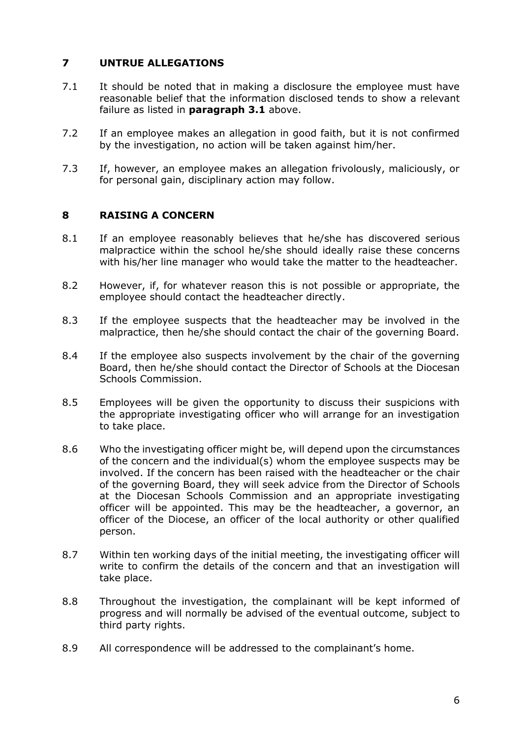## 7 UNTRUE ALLEGATIONS

7.1 It should be noted that in making a disclosure the employee must have reasonable belief that the information disclosed tends to show a relevant failure as listed in **paragraph 3.1** above.

7.2 If an employee makes an allegation in good faith, but it is not confirmed by the investigation, no action will be taken against him/her.

7.3 If, however, an employee makes an allegation frivolously, maliciously, or for personal gain, disciplinary action may follow.

## 8 RAISING A CONCERN

8.1 If an employee reasonably believes that he/she has discovered serious malpractice within the school he/she should ideally raise these concerns with his/her line manager who would take the matter to the headteacher.

8.2 However, if, for whatever reason this is not possible or appropriate, the employee should contact the headteacher directly.

8.3 If the employee suspects that the headteacher may be involved in the malpractice, then he/she should contact the chair of the governing Board.

8.4 If the employee also suspects involvement by the chair of the governing Board, then he/she should contact the Director of Schools at the Diocesan Schools Commission.

8.5 Employees will be given the opportunity to discuss their suspicions with the appropriate investigating officer who will arrange for an investigation to take place.

8.6 Who the investigating officer might be, will depend upon the circumstances of the concern and the individual(s) whom the employee suspects may be involved. If the concern has been raised with the headteacher or the chair of the governing Board, they will seek advice from the Director of Schools at the Diocesan Schools Commission and an appropriate investigating officer will be appointed. This may be the headteacher, a governor, an officer of the Diocese, an officer of the local authority or other qualified person.

8.7 Within ten working days of the initial meeting, the investigating officer will write to confirm the details of the concern and that an investigation will take place.

8.8 Throughout the investigation, the complainant will be kept informed of progress and will normally be advised of the eventual outcome, subject to third party rights.

8.9 All correspondence will be addressed to the complainant's home.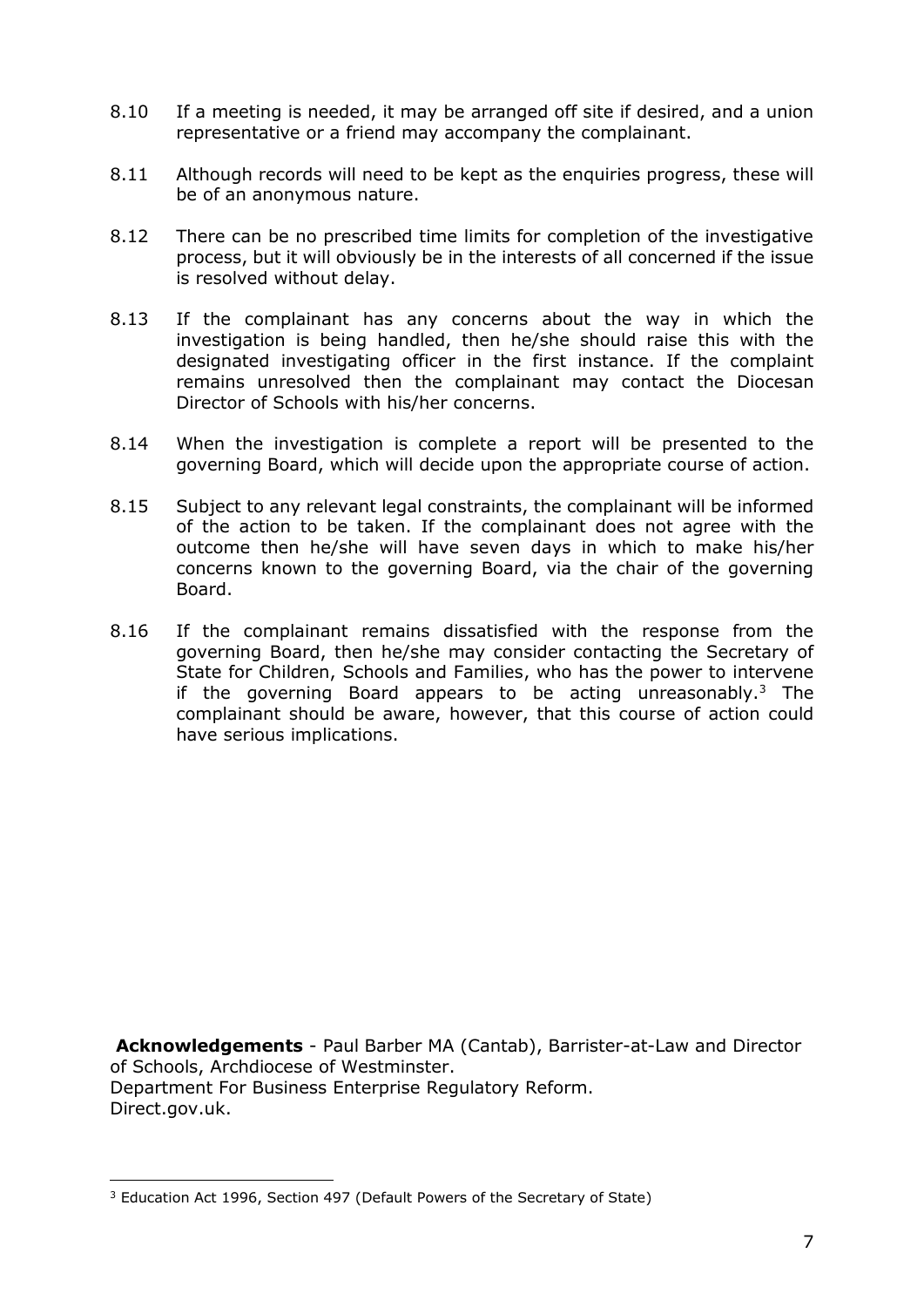8.10 If a meeting is needed, it may be arranged off site if desired, and a union representative or a friend may accompany the complainant.

8.11 Although records will need to be kept as the enquiries progress, these will be of an anonymous nature.

8.12 There can be no prescribed time limits for completion of the investigative process, but it will obviously be in the interests of all concerned if the issue is resolved without delay.

8.13 If the complainant has any concerns about the way in which the investigation is being handled, then he/she should raise this with the designated investigating officer in the first instance. If the complaint remains unresolved then the complainant may contact the Diocesan Director of Schools with his/her concerns.

8.14 When the investigation is complete a report will be presented to the governing Board, which will decide upon the appropriate course of action.

8.15 Subject to any relevant legal constraints, the complainant will be informed of the action to be taken. If the complainant does not agree with the outcome then he/she will have seven days in which to make his/her concerns known to the governing Board, via the chair of the governing Board.

8.16 If the complainant remains dissatisfied with the response from the governing Board, then he/she may consider contacting the Secretary of State for Children, Schools and Families, who has the power to intervene if the governing Board appears to be acting unreasonably.[3] The complainant should be aware, however, that this course of action could have serious implications.

**Acknowledgements** - Paul Barber MA (Cantab), Barrister-at-Law and Director of Schools, Archdiocese of Westminster.
Department For Business Enterprise Regulatory Reform.
Direct.gov.uk.

[3] Education Act 1996, Section 497 (Default Powers of the Secretary of State)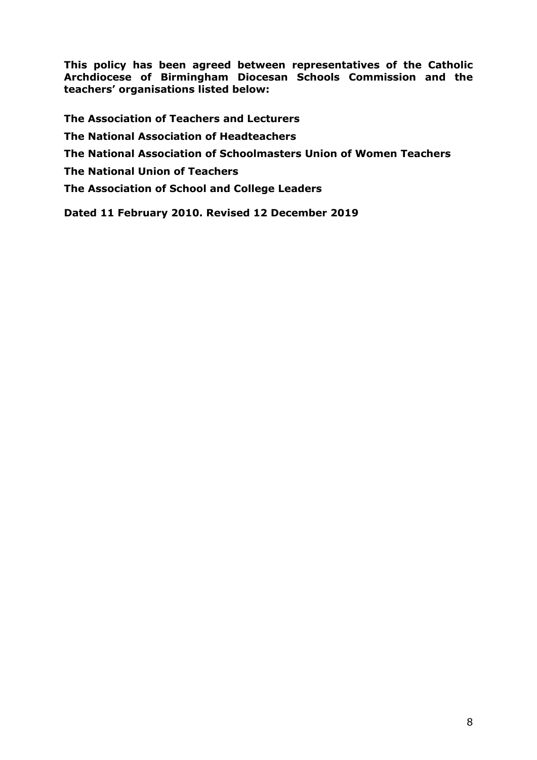**This policy has been agreed between representatives of the Catholic Archdiocese of Birmingham Diocesan Schools Commission and the teachers' organisations listed below:**

**The Association of Teachers and Lecturers**

**The National Association of Headteachers**

**The National Association of Schoolmasters Union of Women Teachers**

**The National Union of Teachers**

**The Association of School and College Leaders**

**Dated 11 February 2010. Revised 12 December 2019**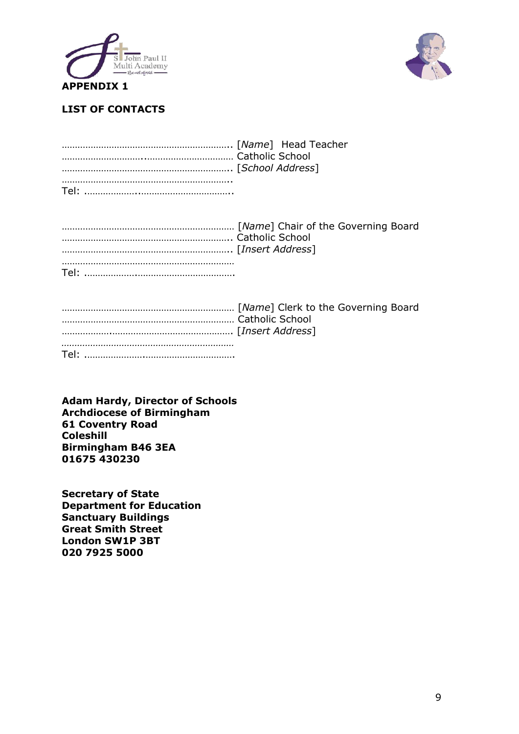**APPENDIX 1**

**LIST OF CONTACTS**

……………………………………………………. [*Name*]  Head Teacher
…………………………..…………………………… Catholic School
……………………………………………………. [*School Address*]
…………………………………………………….
Tel: …………………..…………………………….

……………………………………………………… [*Name*] Chair of the Governing Board
……………………………………………………. Catholic School
……………………………………………………. [*Insert Address*]
………………………………………………………
Tel: ……………………..………………………….

……………………………………………………… [*Name*] Clerk to the Governing Board
……………………………………………………… Catholic School
……………….………………………………………. [*Insert Address*]
………………………………………………………
Tel: ……………………..………………………….

**Adam Hardy, Director of Schools**
**Archdiocese of Birmingham**
**61 Coventry Road**
**Coleshill**
**Birmingham B46 3EA**
**01675 430230**

**Secretary of State**
**Department for Education**
**Sanctuary Buildings**
**Great Smith Street**
**London SW1P 3BT**
**020 7925 5000**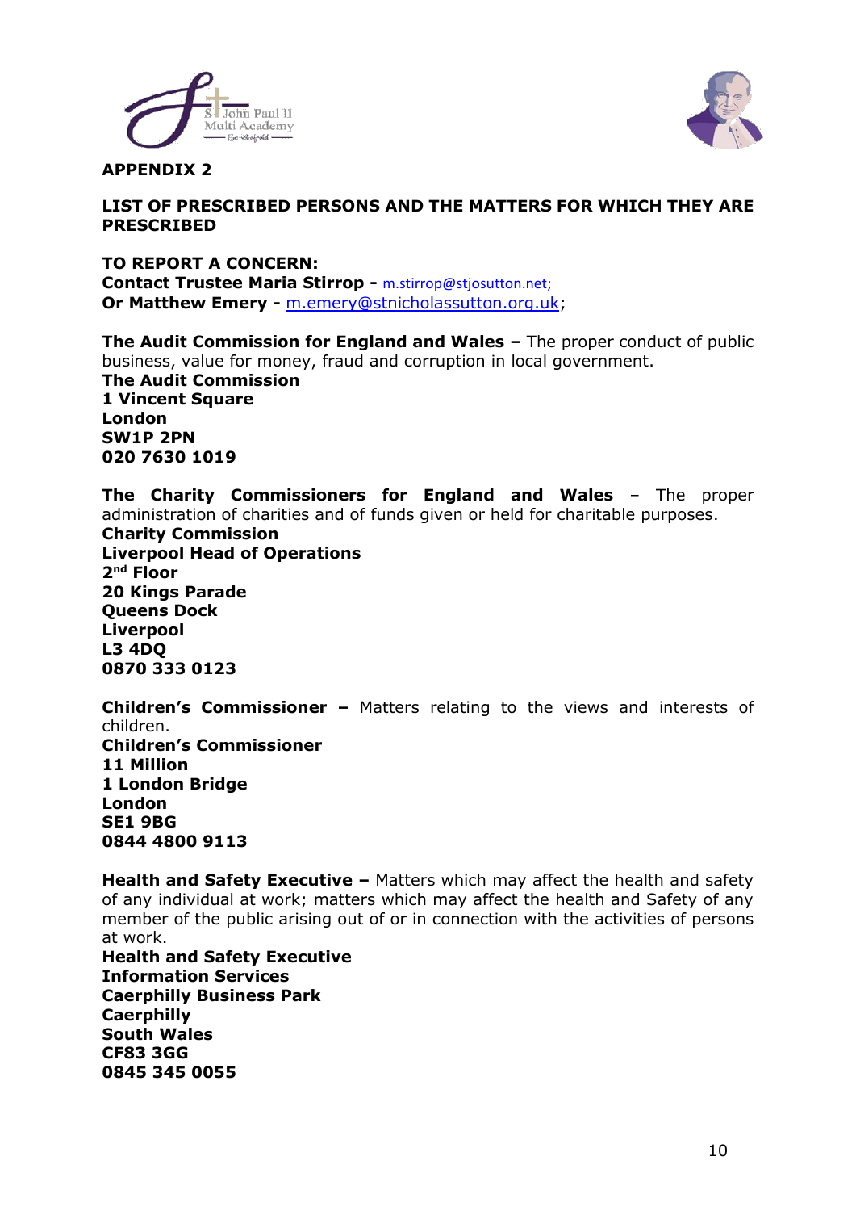**APPENDIX 2**

**LIST OF PRESCRIBED PERSONS AND THE MATTERS FOR WHICH THEY ARE PRESCRIBED**

**TO REPORT A CONCERN:**
**Contact Trustee Maria Stirrop -** m.stirrop@stjosutton.net;
**Or Matthew Emery -** m.emery@stnicholassutton.org.uk;

**The Audit Commission for England and Wales –** The proper conduct of public business, value for money, fraud and corruption in local government.
**The Audit Commission**
**1 Vincent Square**
**London**
**SW1P 2PN**
**020 7630 1019**

**The Charity Commissioners for England and Wales** – The proper administration of charities and of funds given or held for charitable purposes.
**Charity Commission**
**Liverpool Head of Operations**
**2nd Floor**
**20 Kings Parade**
**Queens Dock**
**Liverpool**
**L3 4DQ**
**0870 333 0123**

**Children's Commissioner –** Matters relating to the views and interests of children.
**Children's Commissioner**
**11 Million**
**1 London Bridge**
**London**
**SE1 9BG**
**0844 4800 9113**

**Health and Safety Executive –** Matters which may affect the health and safety of any individual at work; matters which may affect the health and Safety of any member of the public arising out of or in connection with the activities of persons at work.
**Health and Safety Executive**
**Information Services**
**Caerphilly Business Park**
**Caerphilly**
**South Wales**
**CF83 3GG**
**0845 345 0055**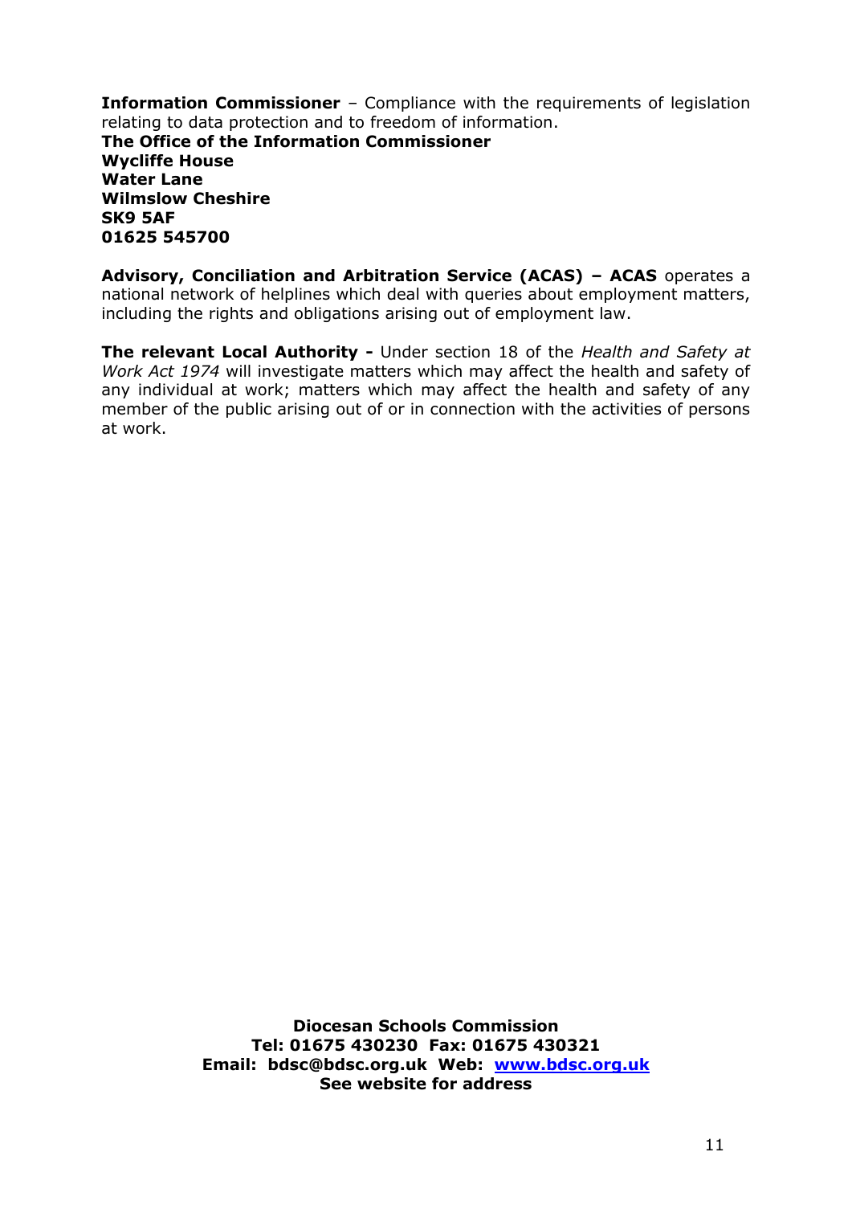**Information Commissioner** – Compliance with the requirements of legislation relating to data protection and to freedom of information.
**The Office of the Information Commissioner**
**Wycliffe House**
**Water Lane**
**Wilmslow Cheshire**
**SK9 5AF**
**01625 545700**

**Advisory, Conciliation and Arbitration Service (ACAS) – ACAS** operates a national network of helplines which deal with queries about employment matters, including the rights and obligations arising out of employment law.

**The relevant Local Authority -** Under section 18 of the *Health and Safety at Work Act 1974* will investigate matters which may affect the health and safety of any individual at work; matters which may affect the health and safety of any member of the public arising out of or in connection with the activities of persons at work.

**Diocesan Schools Commission**
**Tel: 01675 430230 Fax: 01675 430321**
**Email: bdsc@bdsc.org.uk Web: [www.bdsc.org.uk](http://www.bdsc.org.uk)**
**See website for address**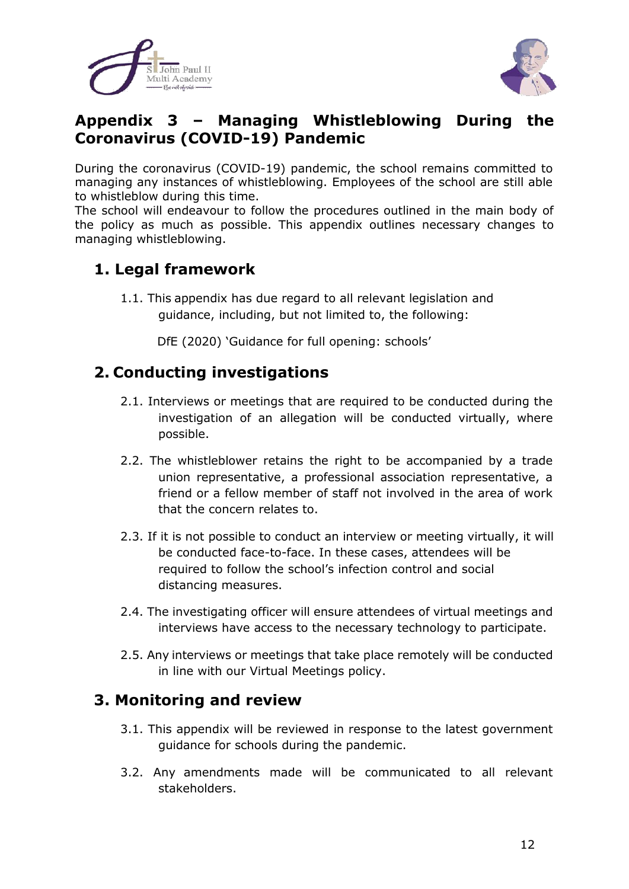# Appendix 3 – Managing Whistleblowing During the Coronavirus (COVID-19) Pandemic

During the coronavirus (COVID-19) pandemic, the school remains committed to managing any instances of whistleblowing. Employees of the school are still able to whistleblow during this time.
The school will endeavour to follow the procedures outlined in the main body of the policy as much as possible. This appendix outlines necessary changes to managing whistleblowing.

## 1. Legal framework

1.1. This appendix has due regard to all relevant legislation and guidance, including, but not limited to, the following:

DfE (2020) 'Guidance for full opening: schools'

## 2. Conducting investigations

2.1. Interviews or meetings that are required to be conducted during the investigation of an allegation will be conducted virtually, where possible.

2.2. The whistleblower retains the right to be accompanied by a trade union representative, a professional association representative, a friend or a fellow member of staff not involved in the area of work that the concern relates to.

2.3. If it is not possible to conduct an interview or meeting virtually, it will be conducted face-to-face. In these cases, attendees will be required to follow the school's infection control and social distancing measures.

2.4. The investigating officer will ensure attendees of virtual meetings and interviews have access to the necessary technology to participate.

2.5. Any interviews or meetings that take place remotely will be conducted in line with our Virtual Meetings policy.

## 3. Monitoring and review

3.1. This appendix will be reviewed in response to the latest government guidance for schools during the pandemic.

3.2. Any amendments made will be communicated to all relevant stakeholders.